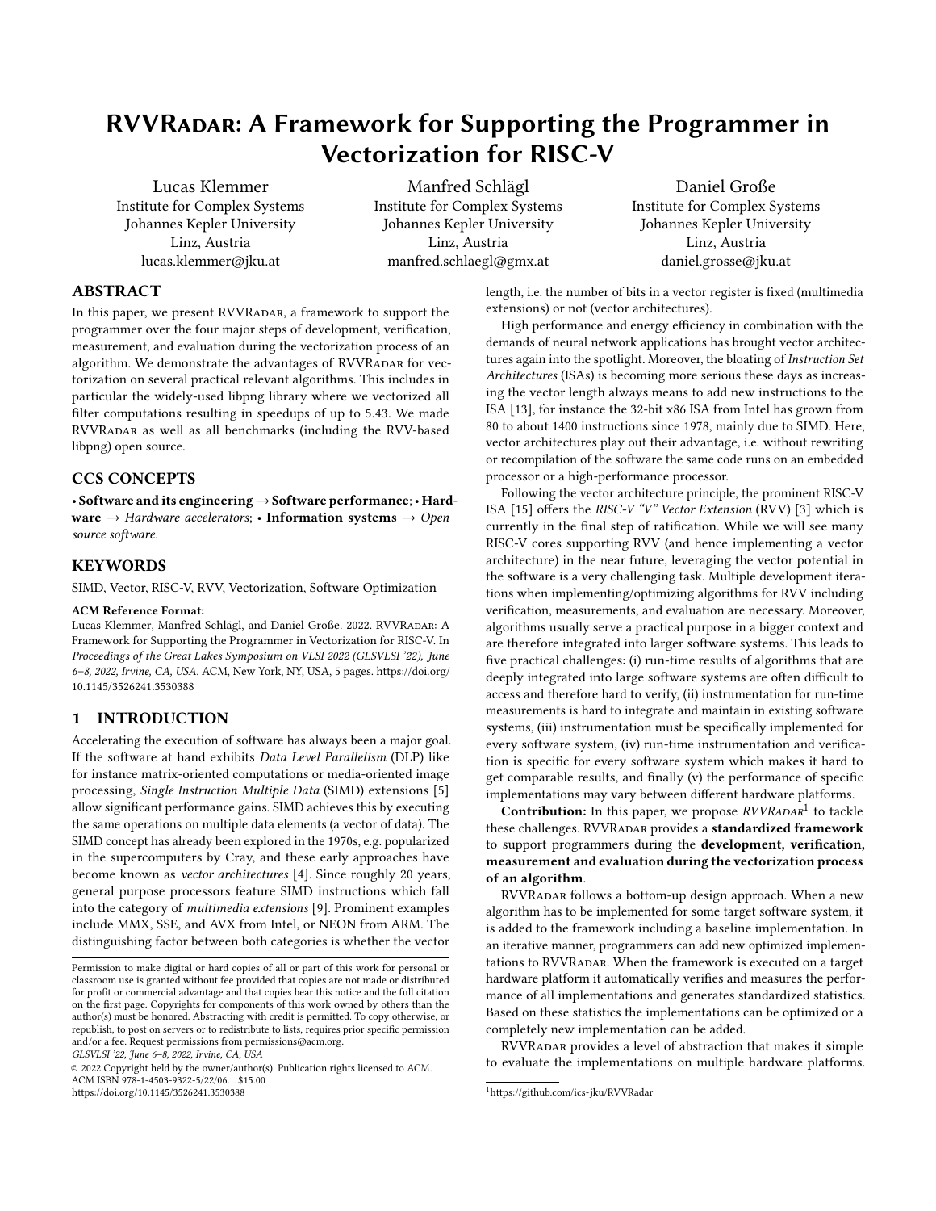# RVVRadar: A Framework for Supporting the Programmer in Vectorization for RISC-V

Lucas Klemmer
Institute for Complex Systems
Johannes Kepler University
Linz, Austria
lucas.klemmer@jku.at

Manfred Schlägl
Institute for Complex Systems
Johannes Kepler University
Linz, Austria
manfred.schlaegl@gmx.at

Daniel Große
Institute for Complex Systems
Johannes Kepler University
Linz, Austria
daniel.grosse@jku.at

## ABSTRACT

In this paper, we present RVVRadar, a framework to support the programmer over the four major steps of development, verification, measurement, and evaluation during the vectorization process of an algorithm. We demonstrate the advantages of RVVRadar for vectorization on several practical relevant algorithms. This includes in particular the widely-used libpng library where we vectorized all filter computations resulting in speedups of up to 5.43. We made RVVRadar as well as all benchmarks (including the RVV-based libpng) open source.

## CCS CONCEPTS

• **Software and its engineering** → **Software performance**; • **Hardware** → *Hardware accelerators*; • **Information systems** → *Open source software*.

## KEYWORDS

SIMD, Vector, RISC-V, RVV, Vectorization, Software Optimization

**ACM Reference Format:**
Lucas Klemmer, Manfred Schlägl, and Daniel Große. 2022. RVVRadar: A Framework for Supporting the Programmer in Vectorization for RISC-V. In *Proceedings of the Great Lakes Symposium on VLSI 2022 (GLSVLSI '22), June 6–8, 2022, Irvine, CA, USA.* ACM, New York, NY, USA, 5 pages. https://doi.org/10.1145/3526241.3530388

## 1 INTRODUCTION

Accelerating the execution of software has always been a major goal. If the software at hand exhibits *Data Level Parallelism* (DLP) like for instance matrix-oriented computations or media-oriented image processing, *Single Instruction Multiple Data* (SIMD) extensions [5] allow significant performance gains. SIMD achieves this by executing the same operations on multiple data elements (a vector of data). The SIMD concept has already been explored in the 1970s, e.g. popularized in the supercomputers by Cray, and these early approaches have become known as *vector architectures* [4]. Since roughly 20 years, general purpose processors feature SIMD instructions which fall into the category of *multimedia extensions* [9]. Prominent examples include MMX, SSE, and AVX from Intel, or NEON from ARM. The distinguishing factor between both categories is whether the vector length, i.e. the number of bits in a vector register is fixed (multimedia extensions) or not (vector architectures).

High performance and energy efficiency in combination with the demands of neural network applications has brought vector architectures again into the spotlight. Moreover, the bloating of *Instruction Set Architectures* (ISAs) is becoming more serious these days as increasing the vector length always means to add new instructions to the ISA [13], for instance the 32-bit x86 ISA from Intel has grown from 80 to about 1400 instructions since 1978, mainly due to SIMD. Here, vector architectures play out their advantage, i.e. without rewriting or recompilation of the software the same code runs on an embedded processor or a high-performance processor.

Following the vector architecture principle, the prominent RISC-V ISA [15] offers the *RISC-V "V" Vector Extension* (RVV) [3] which is currently in the final step of ratification. While we will see many RISC-V cores supporting RVV (and hence implementing a vector architecture) in the near future, leveraging the vector potential in the software is a very challenging task. Multiple development iterations when implementing/optimizing algorithms for RVV including verification, measurements, and evaluation are necessary. Moreover, algorithms usually serve a practical purpose in a bigger context and are therefore integrated into larger software systems. This leads to five practical challenges: (i) run-time results of algorithms that are deeply integrated into large software systems are often difficult to access and therefore hard to verify, (ii) instrumentation for run-time measurements is hard to integrate and maintain in existing software systems, (iii) instrumentation must be specifically implemented for every software system, (iv) run-time instrumentation and verification is specific for every software system which makes it hard to get comparable results, and finally (v) the performance of specific implementations may vary between different hardware platforms.

**Contribution:** In this paper, we propose *RVVRadar*[1] to tackle these challenges. RVVRadar provides a **standardized framework** to support programmers during the **development, verification, measurement and evaluation during the vectorization process of an algorithm**.

RVVRadar follows a bottom-up design approach. When a new algorithm has to be implemented for some target software system, it is added to the framework including a baseline implementation. In an iterative manner, programmers can add new optimized implementations to RVVRadar. When the framework is executed on a target hardware platform it automatically verifies and measures the performance of all implementations and generates standardized statistics. Based on these statistics the implementations can be optimized or a completely new implementation can be added.

RVVRadar provides a level of abstraction that makes it simple to evaluate the implementations on multiple hardware platforms.

[1] https://github.com/ics-jku/RVVRadar

Permission to make digital or hard copies of all or part of this work for personal or classroom use is granted without fee provided that copies are not made or distributed for profit or commercial advantage and that copies bear this notice and the full citation on the first page. Copyrights for components of this work owned by others than the author(s) must be honored. Abstracting with credit is permitted. To copy otherwise, or republish, to post on servers or to redistribute to lists, requires prior specific permission and/or a fee. Request permissions from permissions@acm.org.
*GLSVLSI '22, June 6–8, 2022, Irvine, CA, USA*
© 2022 Copyright held by the owner/author(s). Publication rights licensed to ACM.
ACM ISBN 978-1-4503-9322-5/22/06…$15.00
https://doi.org/10.1145/3526241.3530388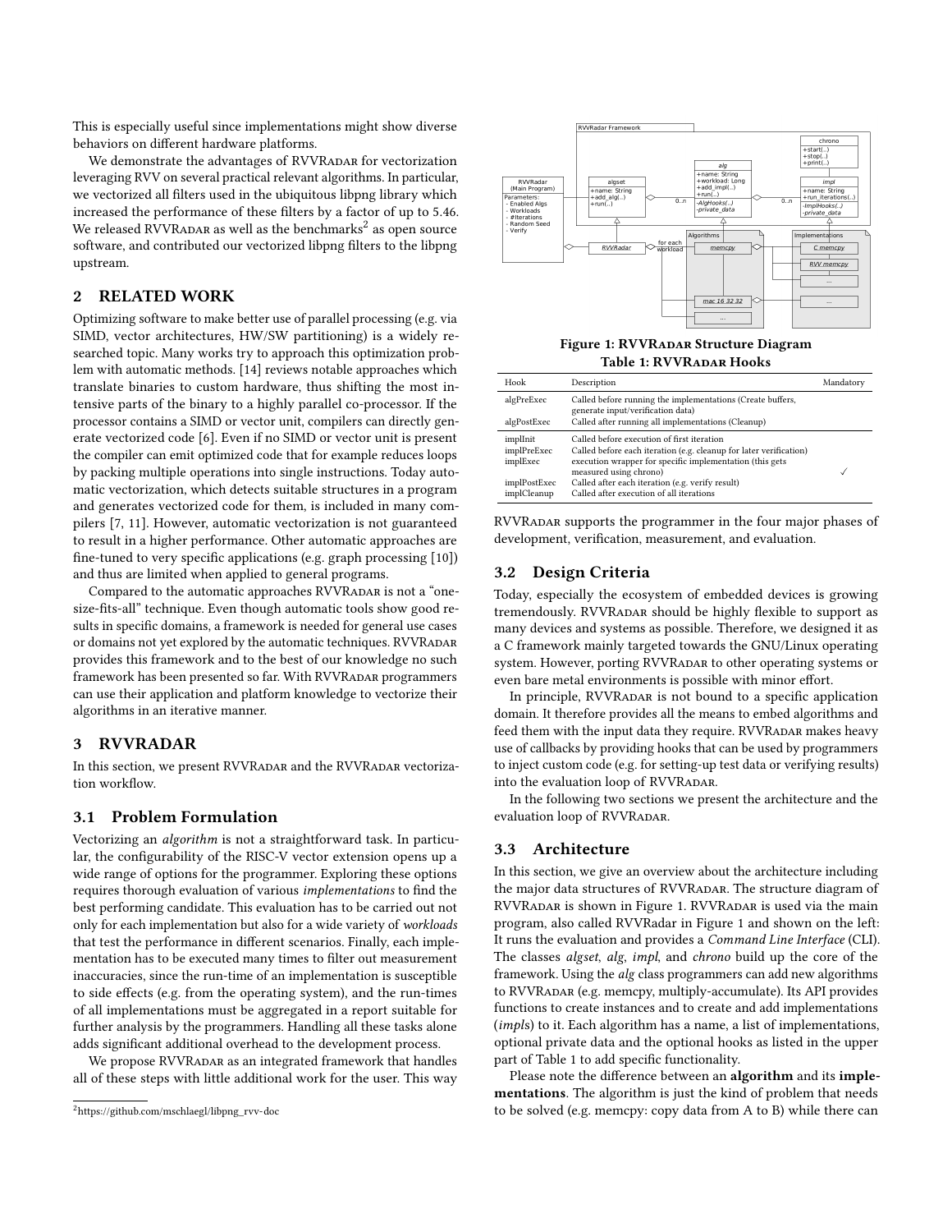This is especially useful since implementations might show diverse behaviors on different hardware platforms.

We demonstrate the advantages of RVVRadar for vectorization leveraging RVV on several practical relevant algorithms. In particular, we vectorized all filters used in the ubiquitous libpng library which increased the performance of these filters by a factor of up to 5.46. We released RVVRadar as well as the benchmarks[2] as open source software, and contributed our vectorized libpng filters to the libpng upstream.

## 2 RELATED WORK

Optimizing software to make better use of parallel processing (e.g. via SIMD, vector architectures, HW/SW partitioning) is a widely researched topic. Many works try to approach this optimization problem with automatic methods. [14] reviews notable approaches which translate binaries to custom hardware, thus shifting the most intensive parts of the binary to a highly parallel co-processor. If the processor contains a SIMD or vector unit, compilers can directly generate vectorized code [6]. Even if no SIMD or vector unit is present the compiler can emit optimized code that for example reduces loops by packing multiple operations into single instructions. Today automatic vectorization, which detects suitable structures in a program and generates vectorized code for them, is included in many compilers [7, 11]. However, automatic vectorization is not guaranteed to result in a higher performance. Other automatic approaches are fine-tuned to very specific applications (e.g. graph processing [10]) and thus are limited when applied to general programs.

Compared to the automatic approaches RVVRadar is not a "one-size-fits-all" technique. Even though automatic tools show good results in specific domains, a framework is needed for general use cases or domains not yet explored by the automatic techniques. RVVRadar provides this framework and to the best of our knowledge no such framework has been presented so far. With RVVRadar programmers can use their application and platform knowledge to vectorize their algorithms in an iterative manner.

## 3 RVVRADAR

In this section, we present RVVRadar and the RVVRadar vectorization workflow.

### 3.1 Problem Formulation

Vectorizing an *algorithm* is not a straightforward task. In particular, the configurability of the RISC-V vector extension opens up a wide range of options for the programmer. Exploring these options requires thorough evaluation of various *implementations* to find the best performing candidate. This evaluation has to be carried out not only for each implementation but also for a wide variety of *workloads* that test the performance in different scenarios. Finally, each implementation has to be executed many times to filter out measurement inaccuracies, since the run-time of an implementation is susceptible to side effects (e.g. from the operating system), and the run-times of all implementations must be aggregated in a report suitable for further analysis by the programmers. Handling all these tasks alone adds significant additional overhead to the development process.

We propose RVVRadar as an integrated framework that handles all of these steps with little additional work for the user. This way

RVVRadar Framework

RVVRadar (Main Program)
Parameters:
- Enabled Algs
- Workloads
- #Iterations
- Random Seed
- Verify

algset
+name: String
+add_alg(..)
+run(..)

alg
+name: String
+workload: Long
+add_impl(..)
+run(..)
-AlgHooks(..)
-private_data

chrono
+start(..)
+stop(..)
+print(..)

impl
+name: String
+run_iterations(..)
-ImplHooks(..)
-private_data

0..n

0..n

RVVRadar

for each workload

Algorithms
memcpy
mac 16 32 32
...

Implementations
C memcpy
RVV memcpy
...
...

Figure 1: RVVRadar Structure Diagram

Table 1: RVVRadar Hooks

| Hook | Description | Mandatory |
|---|---|---|
| algPreExec | Called before running the implementations (Create buffers, generate input/verification data) | |
| algPostExec | Called after running all implementations (Cleanup) | |
| implInit | Called before execution of first iteration | |
| implPreExec | Called before each iteration (e.g. cleanup for later verification) | |
| implExec | execution wrapper for specific implementation (this gets measured using chrono) | ✓ |
| implPostExec | Called after each iteration (e.g. verify result) | |
| implCleanup | Called after execution of all iterations | |

RVVRadar supports the programmer in the four major phases of development, verification, measurement, and evaluation.

### 3.2 Design Criteria

Today, especially the ecosystem of embedded devices is growing tremendously. RVVRadar should be highly flexible to support as many devices and systems as possible. Therefore, we designed it as a C framework mainly targeted towards the GNU/Linux operating system. However, porting RVVRadar to other operating systems or even bare metal environments is possible with minor effort.

In principle, RVVRadar is not bound to a specific application domain. It therefore provides all the means to embed algorithms and feed them with the input data they require. RVVRadar makes heavy use of callbacks by providing hooks that can be used by programmers to inject custom code (e.g. for setting-up test data or verifying results) into the evaluation loop of RVVRadar.

In the following two sections we present the architecture and the evaluation loop of RVVRadar.

### 3.3 Architecture

In this section, we give an overview about the architecture including the major data structures of RVVRadar. The structure diagram of RVVRadar is shown in Figure 1. RVVRadar is used via the main program, also called RVVRadar in Figure 1 and shown on the left: It runs the evaluation and provides a *Command Line Interface* (CLI). The classes *algset*, *alg*, *impl*, and *chrono* build up the core of the framework. Using the *alg* class programmers can add new algorithms to RVVRadar (e.g. memcpy, multiply-accumulate). Its API provides functions to create instances and to create and add implementations (*impls*) to it. Each algorithm has a name, a list of implementations, optional private data and the optional hooks as listed in the upper part of Table 1 to add specific functionality.

Please note the difference between an **algorithm** and its **implementations**. The algorithm is just the kind of problem that needs to be solved (e.g. memcpy: copy data from A to B) while there can

[2] https://github.com/mschlaegl/libpng_rvv-doc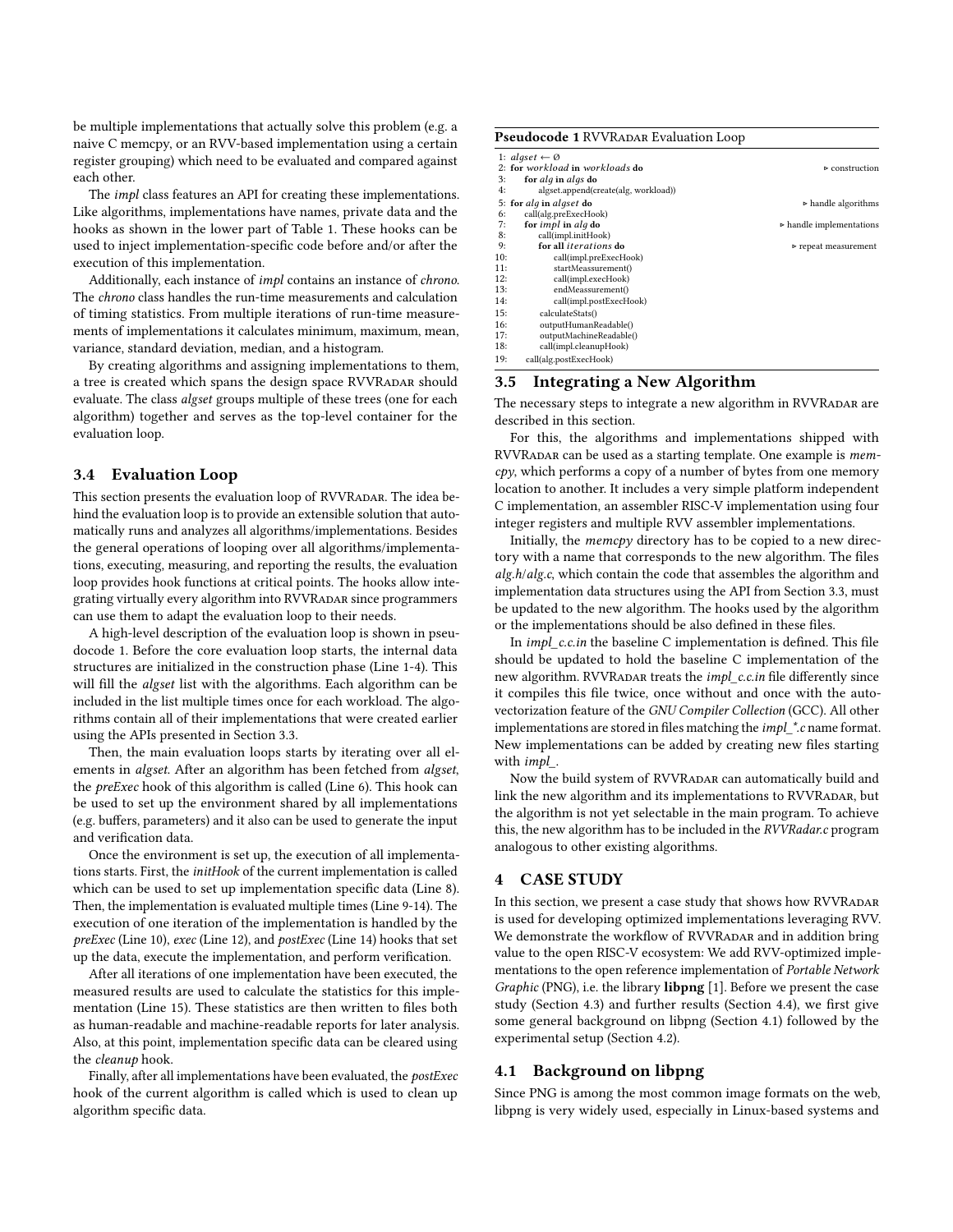be multiple implementations that actually solve this problem (e.g. a naive C memcpy, or an RVV-based implementation using a certain register grouping) which need to be evaluated and compared against each other.

The *impl* class features an API for creating these implementations. Like algorithms, implementations have names, private data and the hooks as shown in the lower part of Table 1. These hooks can be used to inject implementation-specific code before and/or after the execution of this implementation.

Additionally, each instance of *impl* contains an instance of *chrono*. The *chrono* class handles the run-time measurements and calculation of timing statistics. From multiple iterations of run-time measurements of implementations it calculates minimum, maximum, mean, variance, standard deviation, median, and a histogram.

By creating algorithms and assigning implementations to them, a tree is created which spans the design space RVVRadar should evaluate. The class *algset* groups multiple of these trees (one for each algorithm) together and serves as the top-level container for the evaluation loop.

### 3.4 Evaluation Loop

This section presents the evaluation loop of RVVRadar. The idea behind the evaluation loop is to provide an extensible solution that automatically runs and analyzes all algorithms/implementations. Besides the general operations of looping over all algorithms/implementations, executing, measuring, and reporting the results, the evaluation loop provides hook functions at critical points. The hooks allow integrating virtually every algorithm into RVVRadar since programmers can use them to adapt the evaluation loop to their needs.

A high-level description of the evaluation loop is shown in pseudocode 1. Before the core evaluation loop starts, the internal data structures are initialized in the construction phase (Line 1-4). This will fill the *algset* list with the algorithms. Each algorithm can be included in the list multiple times once for each workload. The algorithms contain all of their implementations that were created earlier using the APIs presented in Section 3.3.

Then, the main evaluation loops starts by iterating over all elements in *algset*. After an algorithm has been fetched from *algset*, the *preExec* hook of this algorithm is called (Line 6). This hook can be used to set up the environment shared by all implementations (e.g. buffers, parameters) and it also can be used to generate the input and verification data.

Once the environment is set up, the execution of all implementations starts. First, the *initHook* of the current implementation is called which can be used to set up implementation specific data (Line 8). Then, the implementation is evaluated multiple times (Line 9-14). The execution of one iteration of the implementation is handled by the *preExec* (Line 10), *exec* (Line 12), and *postExec* (Line 14) hooks that set up the data, execute the implementation, and perform verification.

After all iterations of one implementation have been executed, the measured results are used to calculate the statistics for this implementation (Line 15). These statistics are then written to files both as human-readable and machine-readable reports for later analysis. Also, at this point, implementation specific data can be cleared using the *cleanup* hook.

Finally, after all implementations have been evaluated, the *postExec* hook of the current algorithm is called which is used to clean up algorithm specific data.

**Pseudocode 1** RVVRadar Evaluation Loop

```
1: algset ← ∅
2: for workload in workloads do                        ▹ construction
3:     for alg in algs do
4:         algset.append(create(alg, workload))
5: for alg in algset do                                ▹ handle algorithms
6:     call(alg.preExecHook)
7:     for impl in alg do                              ▹ handle implementations
8:         call(impl.initHook)
9:         for all iterations do                       ▹ repeat measurement
10:            call(impl.preExecHook)
11:            startMeassurement()
12:            call(impl.execHook)
13:            endMeassurement()
14:            call(impl.postExecHook)
15:        calculateStats()
16:        outputHumanReadable()
17:        outputMachineReadable()
18:        call(impl.cleanupHook)
19:    call(alg.postExecHook)
```

### 3.5 Integrating a New Algorithm

The necessary steps to integrate a new algorithm in RVVRadar are described in this section.

For this, the algorithms and implementations shipped with RVVRadar can be used as a starting template. One example is *memcpy*, which performs a copy of a number of bytes from one memory location to another. It includes a very simple platform independent C implementation, an assembler RISC-V implementation using four integer registers and multiple RVV assembler implementations.

Initially, the *memcpy* directory has to be copied to a new directory with a name that corresponds to the new algorithm. The files *alg.h*/*alg.c*, which contain the code that assembles the algorithm and implementation data structures using the API from Section 3.3, must be updated to the new algorithm. The hooks used by the algorithm or the implementations should be also defined in these files.

In *impl_c.c.in* the baseline C implementation is defined. This file should be updated to hold the baseline C implementation of the new algorithm. RVVRadar treats the *impl_c.c.in* file differently since it compiles this file twice, once without and once with the auto-vectorization feature of the *GNU Compiler Collection* (GCC). All other implementations are stored in files matching the *impl_*.c* name format. New implementations can be added by creating new files starting with *impl_*.

Now the build system of RVVRadar can automatically build and link the new algorithm and its implementations to RVVRadar, but the algorithm is not yet selectable in the main program. To achieve this, the new algorithm has to be included in the *RVVRadar.c* program analogous to other existing algorithms.

## 4 CASE STUDY

In this section, we present a case study that shows how RVVRadar is used for developing optimized implementations leveraging RVV. We demonstrate the workflow of RVVRadar and in addition bring value to the open RISC-V ecosystem: We add RVV-optimized implementations to the open reference implementation of *Portable Network Graphic* (PNG), i.e. the library **libpng** [1]. Before we present the case study (Section 4.3) and further results (Section 4.4), we first give some general background on libpng (Section 4.1) followed by the experimental setup (Section 4.2).

### 4.1 Background on libpng

Since PNG is among the most common image formats on the web, libpng is very widely used, especially in Linux-based systems and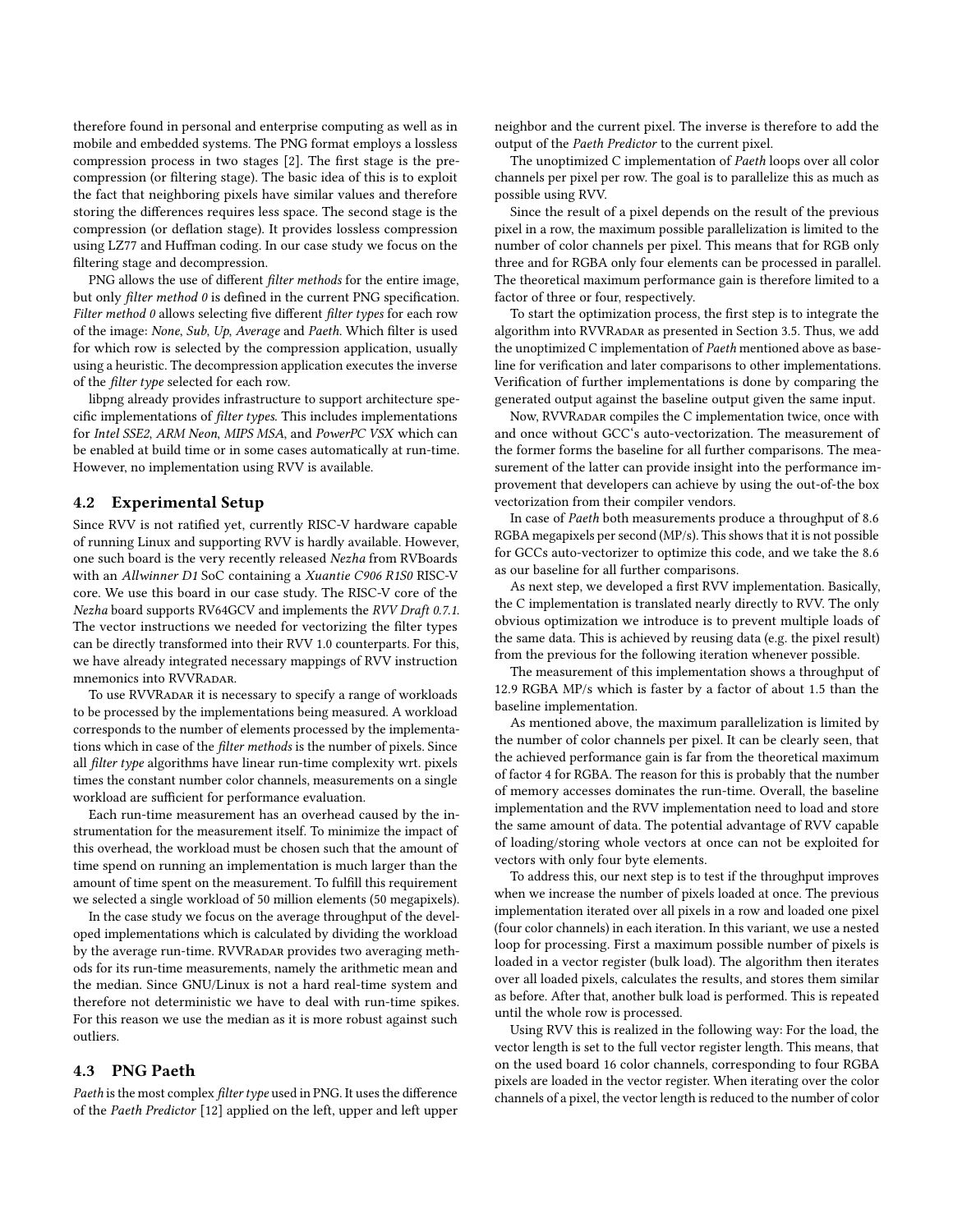therefore found in personal and enterprise computing as well as in mobile and embedded systems. The PNG format employs a lossless compression process in two stages [2]. The first stage is the pre-compression (or filtering stage). The basic idea of this is to exploit the fact that neighboring pixels have similar values and therefore storing the differences requires less space. The second stage is the compression (or deflation stage). It provides lossless compression using LZ77 and Huffman coding. In our case study we focus on the filtering stage and decompression.

PNG allows the use of different *filter methods* for the entire image, but only *filter method 0* is defined in the current PNG specification. *Filter method 0* allows selecting five different *filter types* for each row of the image: *None*, *Sub*, *Up*, *Average* and *Paeth*. Which filter is used for which row is selected by the compression application, usually using a heuristic. The decompression application executes the inverse of the *filter type* selected for each row.

libpng already provides infrastructure to support architecture specific implementations of *filter types*. This includes implementations for *Intel SSE2*, *ARM Neon*, *MIPS MSA*, and *PowerPC VSX* which can be enabled at build time or in some cases automatically at run-time. However, no implementation using RVV is available.

## 4.2 Experimental Setup

Since RVV is not ratified yet, currently RISC-V hardware capable of running Linux and supporting RVV is hardly available. However, one such board is the very recently released *Nezha* from RVBoards with an *Allwinner D1* SoC containing a *Xuantie C906 R1S0* RISC-V core. We use this board in our case study. The RISC-V core of the *Nezha* board supports RV64GCV and implements the *RVV Draft 0.7.1*. The vector instructions we needed for vectorizing the filter types can be directly transformed into their RVV 1.0 counterparts. For this, we have already integrated necessary mappings of RVV instruction mnemonics into RVVRadar.

To use RVVRadar it is necessary to specify a range of workloads to be processed by the implementations being measured. A workload corresponds to the number of elements processed by the implementations which in case of the *filter methods* is the number of pixels. Since all *filter type* algorithms have linear run-time complexity wrt. pixels times the constant number color channels, measurements on a single workload are sufficient for performance evaluation.

Each run-time measurement has an overhead caused by the instrumentation for the measurement itself. To minimize the impact of this overhead, the workload must be chosen such that the amount of time spend on running an implementation is much larger than the amount of time spent on the measurement. To fulfill this requirement we selected a single workload of 50 million elements (50 megapixels).

In the case study we focus on the average throughput of the developed implementations which is calculated by dividing the workload by the average run-time. RVVRadar provides two averaging methods for its run-time measurements, namely the arithmetic mean and the median. Since GNU/Linux is not a hard real-time system and therefore not deterministic we have to deal with run-time spikes. For this reason we use the median as it is more robust against such outliers.

## 4.3 PNG Paeth

*Paeth* is the most complex *filter type* used in PNG. It uses the difference of the *Paeth Predictor* [12] applied on the left, upper and left upper neighbor and the current pixel. The inverse is therefore to add the output of the *Paeth Predictor* to the current pixel.

The unoptimized C implementation of *Paeth* loops over all color channels per pixel per row. The goal is to parallelize this as much as possible using RVV.

Since the result of a pixel depends on the result of the previous pixel in a row, the maximum possible parallelization is limited to the number of color channels per pixel. This means that for RGB only three and for RGBA only four elements can be processed in parallel. The theoretical maximum performance gain is therefore limited to a factor of three or four, respectively.

To start the optimization process, the first step is to integrate the algorithm into RVVRadar as presented in Section 3.5. Thus, we add the unoptimized C implementation of *Paeth* mentioned above as baseline for verification and later comparisons to other implementations. Verification of further implementations is done by comparing the generated output against the baseline output given the same input.

Now, RVVRadar compiles the C implementation twice, once with and once without GCC's auto-vectorization. The measurement of the former forms the baseline for all further comparisons. The measurement of the latter can provide insight into the performance improvement that developers can achieve by using the out-of-the box vectorization from their compiler vendors.

In case of *Paeth* both measurements produce a throughput of 8.6 RGBA megapixels per second (MP/s). This shows that it is not possible for GCCs auto-vectorizer to optimize this code, and we take the 8.6 as our baseline for all further comparisons.

As next step, we developed a first RVV implementation. Basically, the C implementation is translated nearly directly to RVV. The only obvious optimization we introduce is to prevent multiple loads of the same data. This is achieved by reusing data (e.g. the pixel result) from the previous for the following iteration whenever possible.

The measurement of this implementation shows a throughput of 12.9 RGBA MP/s which is faster by a factor of about 1.5 than the baseline implementation.

As mentioned above, the maximum parallelization is limited by the number of color channels per pixel. It can be clearly seen, that the achieved performance gain is far from the theoretical maximum of factor 4 for RGBA. The reason for this is probably that the number of memory accesses dominates the run-time. Overall, the baseline implementation and the RVV implementation need to load and store the same amount of data. The potential advantage of RVV capable of loading/storing whole vectors at once can not be exploited for vectors with only four byte elements.

To address this, our next step is to test if the throughput improves when we increase the number of pixels loaded at once. The previous implementation iterated over all pixels in a row and loaded one pixel (four color channels) in each iteration. In this variant, we use a nested loop for processing. First a maximum possible number of pixels is loaded in a vector register (bulk load). The algorithm then iterates over all loaded pixels, calculates the results, and stores them similar as before. After that, another bulk load is performed. This is repeated until the whole row is processed.

Using RVV this is realized in the following way: For the load, the vector length is set to the full vector register length. This means, that on the used board 16 color channels, corresponding to four RGBA pixels are loaded in the vector register. When iterating over the color channels of a pixel, the vector length is reduced to the number of color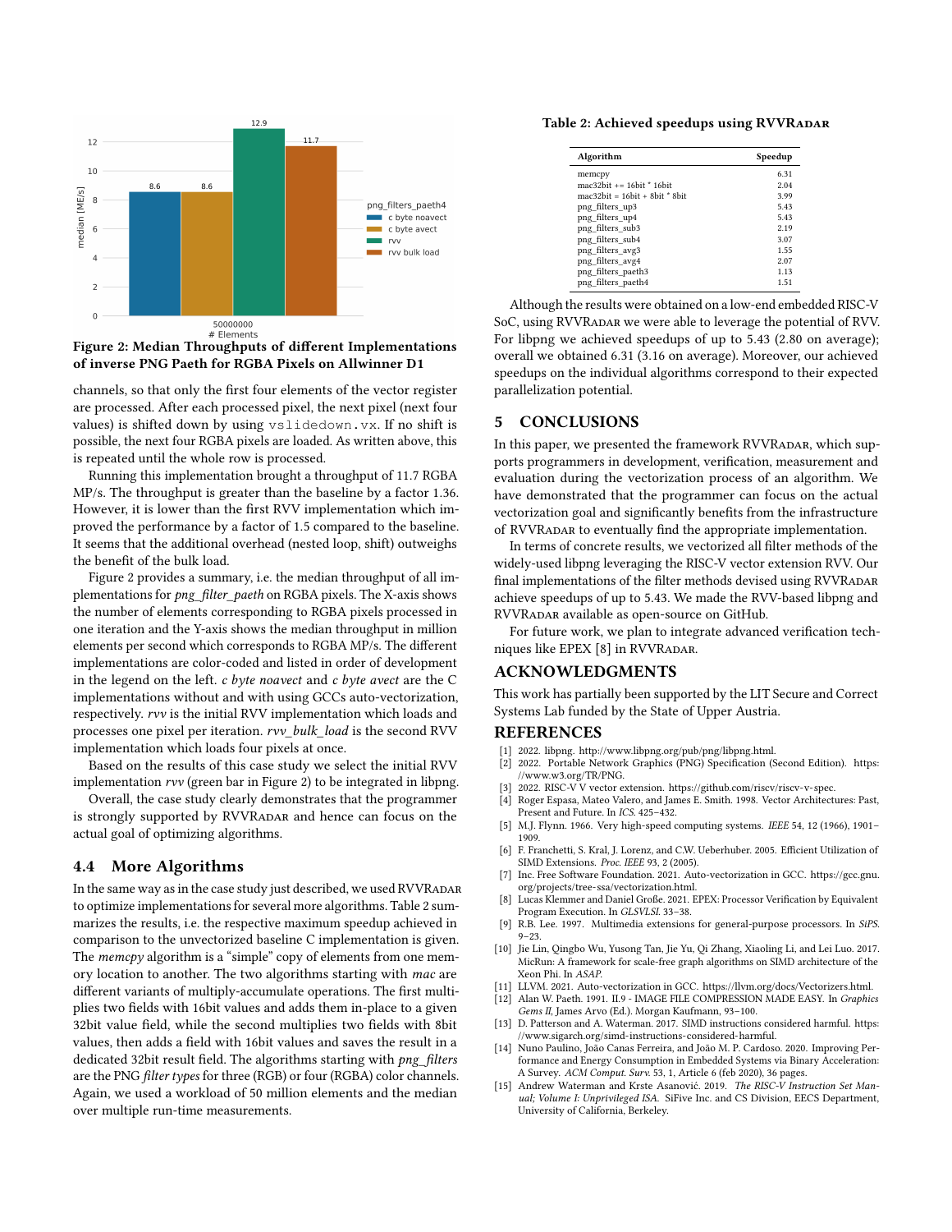12.9

11.7

8.6

8.6

12

10

8

6

4

2

0

median [ME/s]

50000000

# Elements

png_filters_paeth4

c byte noavect

c byte avect

rvv

rvv bulk load

**Figure 2: Median Throughputs of different Implementations of inverse PNG Paeth for RGBA Pixels on Allwinner D1**

channels, so that only the first four elements of the vector register are processed. After each processed pixel, the next pixel (next four values) is shifted down by using `vslidedown.vx`. If no shift is possible, the next four RGBA pixels are loaded. As written above, this is repeated until the whole row is processed.

Running this implementation brought a throughput of 11.7 RGBA MP/s. The throughput is greater than the baseline by a factor 1.36. However, it is lower than the first RVV implementation which improved the performance by a factor of 1.5 compared to the baseline. It seems that the additional overhead (nested loop, shift) outweighs the benefit of the bulk load.

Figure 2 provides a summary, i.e. the median throughput of all implementations for *png_filter_paeth* on RGBA pixels. The X-axis shows the number of elements corresponding to RGBA pixels processed in one iteration and the Y-axis shows the median throughput in million elements per second which corresponds to RGBA MP/s. The different implementations are color-coded and listed in order of development in the legend on the left. *c byte noavect* and *c byte avect* are the C implementations without and with using GCCs auto-vectorization, respectively. *rvv* is the initial RVV implementation which loads and processes one pixel per iteration. *rvv_bulk_load* is the second RVV implementation which loads four pixels at once.

Based on the results of this case study we select the initial RVV implementation *rvv* (green bar in Figure 2) to be integrated in libpng.

Overall, the case study clearly demonstrates that the programmer is strongly supported by RVVRadar and hence can focus on the actual goal of optimizing algorithms.

### 4.4 More Algorithms

In the same way as in the case study just described, we used RVVRadar to optimize implementations for several more algorithms. Table 2 summarizes the results, i.e. the respective maximum speedup achieved in comparison to the unvectorized baseline C implementation is given. The *memcpy* algorithm is a "simple" copy of elements from one memory location to another. The two algorithms starting with *mac* are different variants of multiply-accumulate operations. The first multiplies two fields with 16bit values and adds them in-place to a given 32bit value field, while the second multiplies two fields with 8bit values, then adds a field with 16bit values and saves the result in a dedicated 32bit result field. The algorithms starting with *png_filters* are the PNG *filter types* for three (RGB) or four (RGBA) color channels. Again, we used a workload of 50 million elements and the median over multiple run-time measurements.

**Table 2: Achieved speedups using RVVRadar**

| Algorithm | Speedup |
|---|---|
| memcpy | 6.31 |
| mac32bit += 16bit * 16bit | 2.04 |
| mac32bit = 16bit + 8bit * 8bit | 3.99 |
| png_filters_up3 | 5.43 |
| png_filters_up4 | 5.43 |
| png_filters_sub3 | 2.19 |
| png_filters_sub4 | 3.07 |
| png_filters_avg3 | 1.55 |
| png_filters_avg4 | 2.07 |
| png_filters_paeth3 | 1.13 |
| png_filters_paeth4 | 1.51 |

Although the results were obtained on a low-end embedded RISC-V SoC, using RVVRadar we were able to leverage the potential of RVV. For libpng we achieved speedups of up to 5.43 (2.80 on average); overall we obtained 6.31 (3.16 on average). Moreover, our achieved speedups on the individual algorithms correspond to their expected parallelization potential.

## 5 CONCLUSIONS

In this paper, we presented the framework RVVRadar, which supports programmers in development, verification, measurement and evaluation during the vectorization process of an algorithm. We have demonstrated that the programmer can focus on the actual vectorization goal and significantly benefits from the infrastructure of RVVRadar to eventually find the appropriate implementation.

In terms of concrete results, we vectorized all filter methods of the widely-used libpng leveraging the RISC-V vector extension RVV. Our final implementations of the filter methods devised using RVVRadar achieve speedups of up to 5.43. We made the RVV-based libpng and RVVRadar available as open-source on GitHub.

For future work, we plan to integrate advanced verification techniques like EPEX [8] in RVVRadar.

## ACKNOWLEDGMENTS

This work has partially been supported by the LIT Secure and Correct Systems Lab funded by the State of Upper Austria.

## REFERENCES

[1] 2022. libpng. http://www.libpng.org/pub/png/libpng.html.
[2] 2022. Portable Network Graphics (PNG) Specification (Second Edition). https://www.w3.org/TR/PNG.
[3] 2022. RISC-V V vector extension. https://github.com/riscv/riscv-v-spec.
[4] Roger Espasa, Mateo Valero, and James E. Smith. 1998. Vector Architectures: Past, Present and Future. In *ICS*. 425–432.
[5] M.J. Flynn. 1966. Very high-speed computing systems. *IEEE* 54, 12 (1966), 1901–1909.
[6] F. Franchetti, S. Kral, J. Lorenz, and C.W. Ueberhuber. 2005. Efficient Utilization of SIMD Extensions. *Proc. IEEE* 93, 2 (2005).
[7] Inc. Free Software Foundation. 2021. Auto-vectorization in GCC. https://gcc.gnu.org/projects/tree-ssa/vectorization.html.
[8] Lucas Klemmer and Daniel Große. 2021. EPEX: Processor Verification by Equivalent Program Execution. In *GLSVLSI*. 33–38.
[9] R.B. Lee. 1997. Multimedia extensions for general-purpose processors. In *SiPS*. 9–23.
[10] Jie Lin, Qingbo Wu, Yusong Tan, Jie Yu, Qi Zhang, Xiaoling Li, and Lei Luo. 2017. MicRun: A framework for scale-free graph algorithms on SIMD architecture of the Xeon Phi. In *ASAP*.
[11] LLVM. 2021. Auto-vectorization in GCC. https://llvm.org/docs/Vectorizers.html.
[12] Alan W. Paeth. 1991. II.9 - IMAGE FILE COMPRESSION MADE EASY. In *Graphics Gems II*, James Arvo (Ed.). Morgan Kaufmann, 93–100.
[13] D. Patterson and A. Waterman. 2017. SIMD instructions considered harmful. https://www.sigarch.org/simd-instructions-considered-harmful.
[14] Nuno Paulino, João Canas Ferreira, and João M. P. Cardoso. 2020. Improving Performance and Energy Consumption in Embedded Systems via Binary Acceleration: A Survey. *ACM Comput. Surv.* 53, 1, Article 6 (feb 2020), 36 pages.
[15] Andrew Waterman and Krste Asanović. 2019. *The RISC-V Instruction Set Manual; Volume I: Unprivileged ISA*. SiFive Inc. and CS Division, EECS Department, University of California, Berkeley.